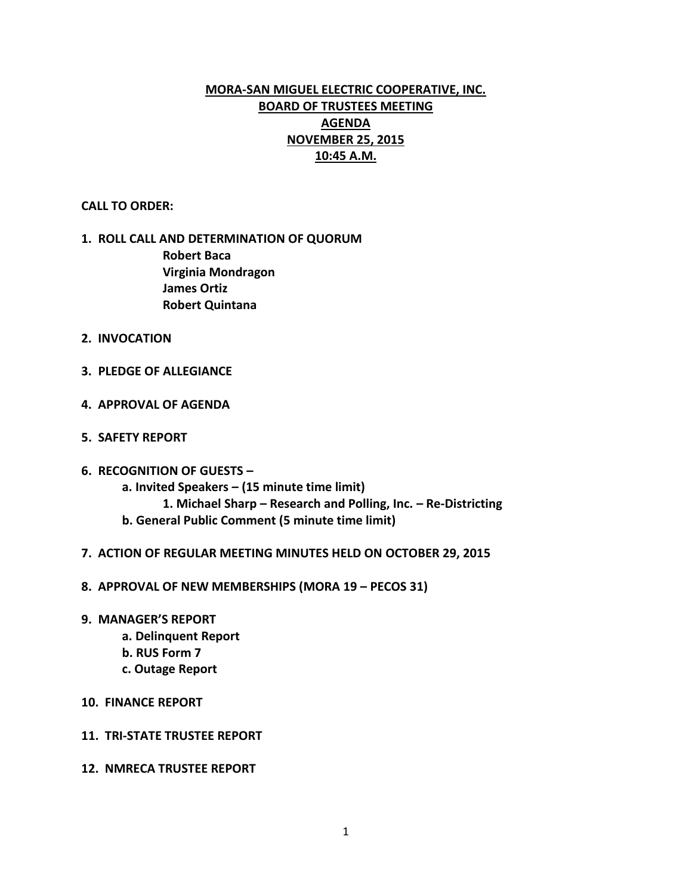# MORA-SAN MIGUEL ELECTRIC COOPERATIVE, INC.
## BOARD OF TRUSTEES MEETING
## AGENDA
## NOVEMBER 25, 2015
## 10:45 A.M.

**CALL TO ORDER:**

1. **ROLL CALL AND DETERMINATION OF QUORUM**
   - **Robert Baca**
   - **Virginia Mondragon**
   - **James Ortiz**
   - **Robert Quintana**

2. **INVOCATION**

3. **PLEDGE OF ALLEGIANCE**

4. **APPROVAL OF AGENDA**

5. **SAFETY REPORT**

6. **RECOGNITION OF GUESTS –**
   - **a. Invited Speakers – (15 minute time limit)**
     - **1. Michael Sharp – Research and Polling, Inc. – Re-Districting**
   - **b. General Public Comment (5 minute time limit)**

7. **ACTION OF REGULAR MEETING MINUTES HELD ON OCTOBER 29, 2015**

8. **APPROVAL OF NEW MEMBERSHIPS (MORA 19 – PECOS 31)**

9. **MANAGER'S REPORT**
   - **a. Delinquent Report**
   - **b. RUS Form 7**
   - **c. Outage Report**

10. **FINANCE REPORT**

11. **TRI-STATE TRUSTEE REPORT**

12. **NMRECA TRUSTEE REPORT**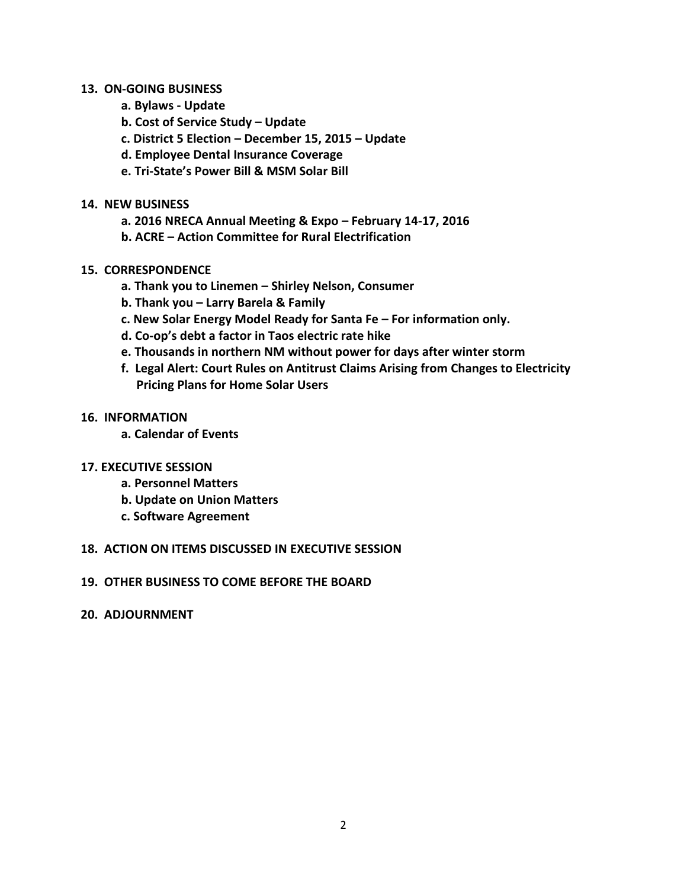**13. ON-GOING BUSINESS**

- **a. Bylaws - Update**
- **b. Cost of Service Study – Update**
- **c. District 5 Election – December 15, 2015 – Update**
- **d. Employee Dental Insurance Coverage**
- **e. Tri-State's Power Bill & MSM Solar Bill**

**14. NEW BUSINESS**

- **a. 2016 NRECA Annual Meeting & Expo – February 14-17, 2016**
- **b. ACRE – Action Committee for Rural Electrification**

**15. CORRESPONDENCE**

- **a. Thank you to Linemen – Shirley Nelson, Consumer**
- **b. Thank you – Larry Barela & Family**
- **c. New Solar Energy Model Ready for Santa Fe – For information only.**
- **d. Co-op's debt a factor in Taos electric rate hike**
- **e. Thousands in northern NM without power for days after winter storm**
- **f. Legal Alert: Court Rules on Antitrust Claims Arising from Changes to Electricity Pricing Plans for Home Solar Users**

**16. INFORMATION**

- **a. Calendar of Events**

**17. EXECUTIVE SESSION**

- **a. Personnel Matters**
- **b. Update on Union Matters**
- **c. Software Agreement**

**18. ACTION ON ITEMS DISCUSSED IN EXECUTIVE SESSION**

**19. OTHER BUSINESS TO COME BEFORE THE BOARD**

**20. ADJOURNMENT**